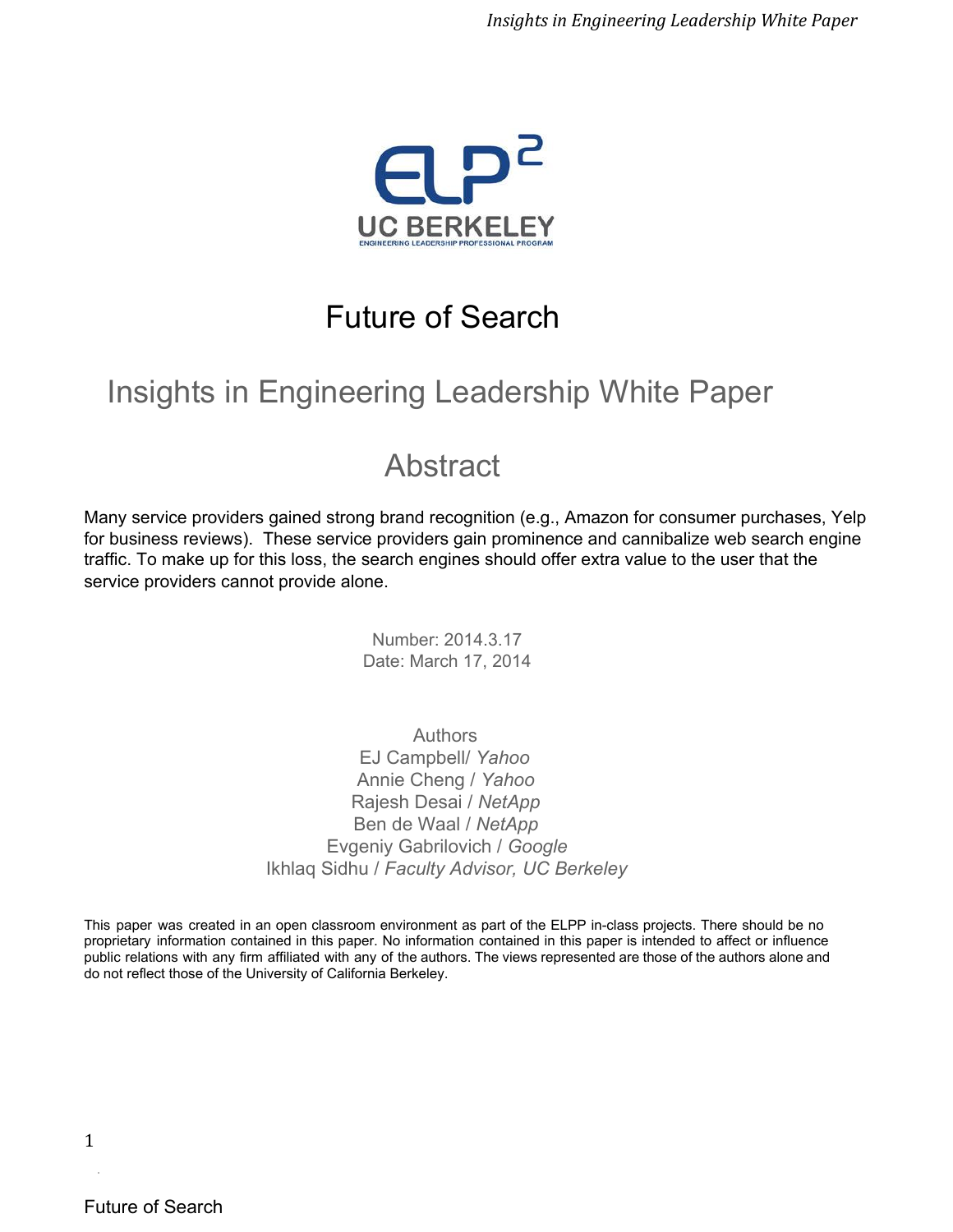# Future of Search

## Insights in Engineering Leadership White Paper

## Abstract

Many service providers gained strong brand recognition (e.g., Amazon for consumer purchases, Yelp for business reviews). These service providers gain prominence and cannibalize web search engine traffic. To make up for this loss, the search engines should offer extra value to the user that the service providers cannot provide alone.

Number: 2014.3.17
Date: March 17, 2014

Authors
EJ Campbell/ *Yahoo*
Annie Cheng / *Yahoo*
Rajesh Desai / *NetApp*
Ben de Waal / *NetApp*
Evgeniy Gabrilovich / *Google*
Ikhlaq Sidhu / *Faculty Advisor, UC Berkeley*

This paper was created in an open classroom environment as part of the ELPP in-class projects. There should be no proprietary information contained in this paper. No information contained in this paper is intended to affect or influence public relations with any firm affiliated with any of the authors. The views represented are those of the authors alone and do not reflect those of the University of California Berkeley.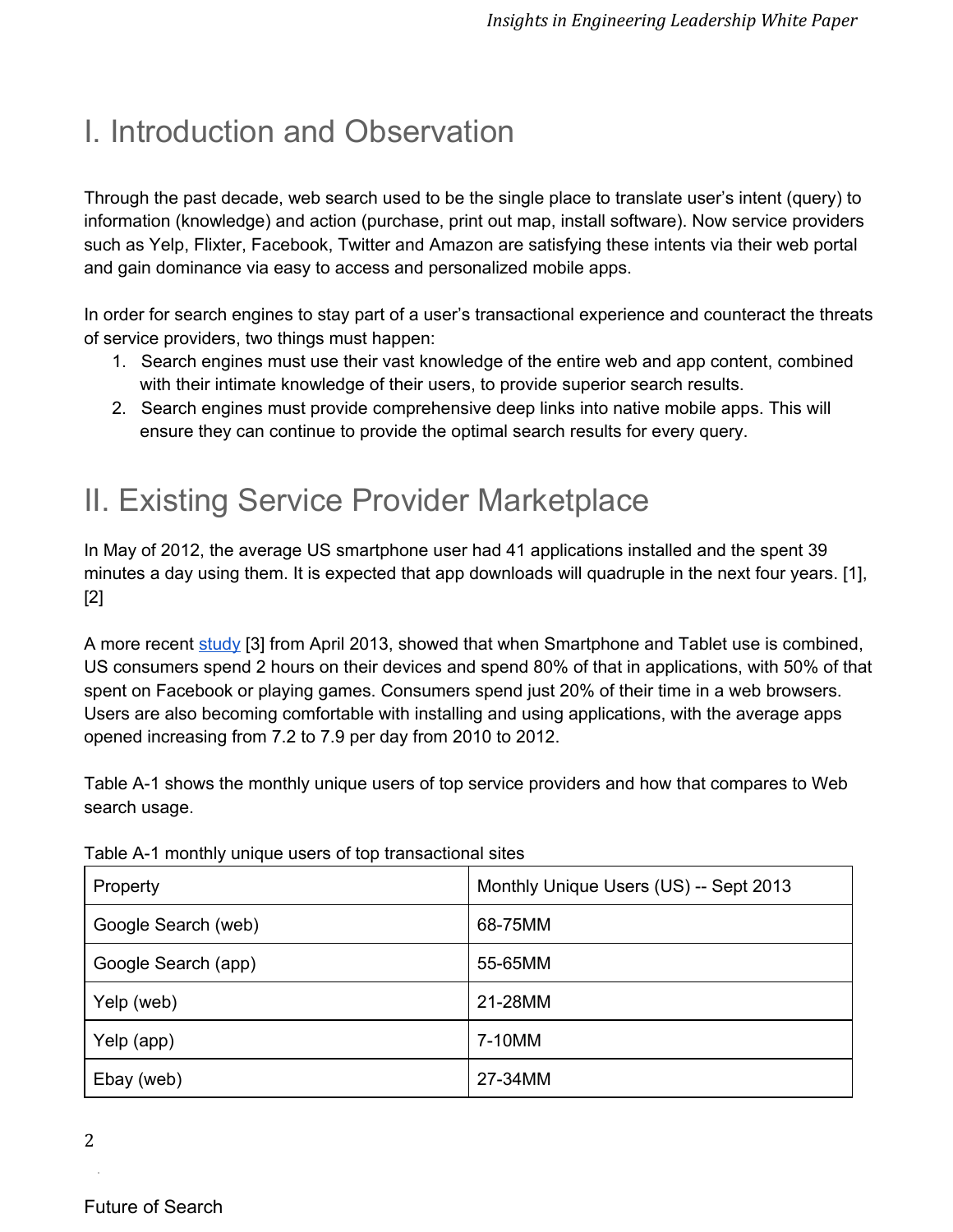# I. Introduction and Observation

Through the past decade, web search used to be the single place to translate user's intent (query) to information (knowledge) and action (purchase, print out map, install software). Now service providers such as Yelp, Flixter, Facebook, Twitter and Amazon are satisfying these intents via their web portal and gain dominance via easy to access and personalized mobile apps.

In order for search engines to stay part of a user's transactional experience and counteract the threats of service providers, two things must happen:

1. Search engines must use their vast knowledge of the entire web and app content, combined with their intimate knowledge of their users, to provide superior search results.
2. Search engines must provide comprehensive deep links into native mobile apps. This will ensure they can continue to provide the optimal search results for every query.

# II. Existing Service Provider Marketplace

In May of 2012, the average US smartphone user had 41 applications installed and the spent 39 minutes a day using them. It is expected that app downloads will quadruple in the next four years. [1], [2]

A more recent study [3] from April 2013, showed that when Smartphone and Tablet use is combined, US consumers spend 2 hours on their devices and spend 80% of that in applications, with 50% of that spent on Facebook or playing games. Consumers spend just 20% of their time in a web browsers. Users are also becoming comfortable with installing and using applications, with the average apps opened increasing from 7.2 to 7.9 per day from 2010 to 2012.

Table A-1 shows the monthly unique users of top service providers and how that compares to Web search usage.

Table A-1 monthly unique users of top transactional sites

| Property | Monthly Unique Users (US) -- Sept 2013 |
|---|---|
| Google Search (web) | 68-75MM |
| Google Search (app) | 55-65MM |
| Yelp (web) | 21-28MM |
| Yelp (app) | 7-10MM |
| Ebay (web) | 27-34MM |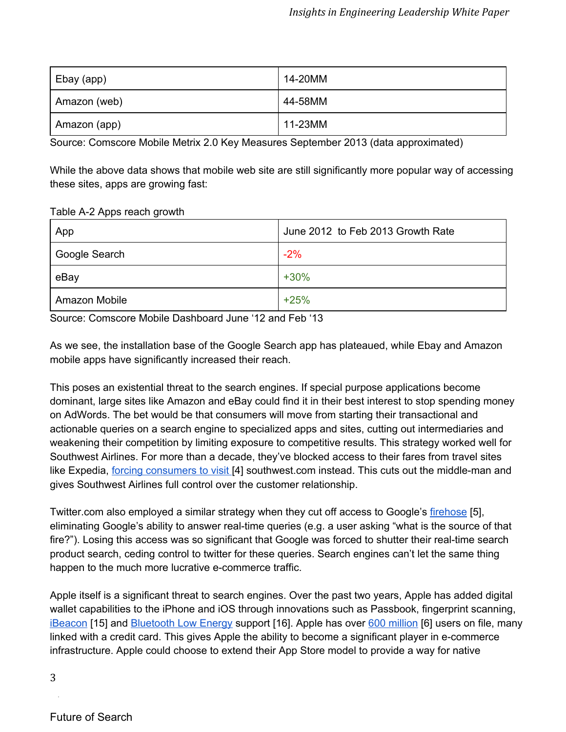| Ebay (app) | 14-20MM |
|---|---|
| Amazon (web) | 44-58MM |
| Amazon (app) | 11-23MM |

Source: Comscore Mobile Metrix 2.0 Key Measures September 2013 (data approximated)

While the above data shows that mobile web site are still significantly more popular way of accessing these sites, apps are growing fast:

Table A-2 Apps reach growth

| App | June 2012 to Feb 2013 Growth Rate |
|---|---|
| Google Search | -2% |
| eBay | +30% |
| Amazon Mobile | +25% |

Source: Comscore Mobile Dashboard June '12 and Feb '13

As we see, the installation base of the Google Search app has plateaued, while Ebay and Amazon mobile apps have significantly increased their reach.

This poses an existential threat to the search engines. If special purpose applications become dominant, large sites like Amazon and eBay could find it in their best interest to stop spending money on AdWords. The bet would be that consumers will move from starting their transactional and actionable queries on a search engine to specialized apps and sites, cutting out intermediaries and weakening their competition by limiting exposure to competitive results. This strategy worked well for Southwest Airlines. For more than a decade, they've blocked access to their fares from travel sites like Expedia, forcing consumers to visit [4] southwest.com instead. This cuts out the middle-man and gives Southwest Airlines full control over the customer relationship.

Twitter.com also employed a similar strategy when they cut off access to Google's firehose [5], eliminating Google's ability to answer real-time queries (e.g. a user asking "what is the source of that fire?"). Losing this access was so significant that Google was forced to shutter their real-time search product search, ceding control to twitter for these queries. Search engines can't let the same thing happen to the much more lucrative e-commerce traffic.

Apple itself is a significant threat to search engines. Over the past two years, Apple has added digital wallet capabilities to the iPhone and iOS through innovations such as Passbook, fingerprint scanning, iBeacon [15] and Bluetooth Low Energy support [16]. Apple has over 600 million [6] users on file, many linked with a credit card. This gives Apple the ability to become a significant player in e-commerce infrastructure. Apple could choose to extend their App Store model to provide a way for native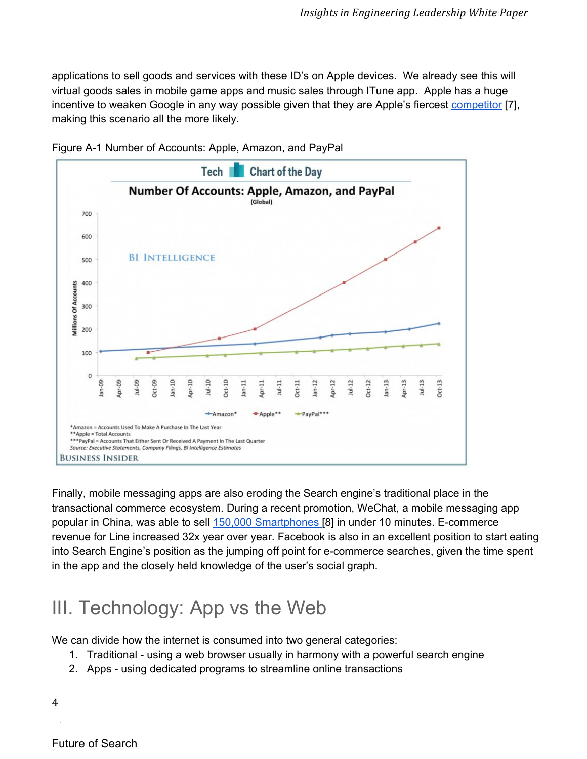applications to sell goods and services with these ID's on Apple devices. We already see this will virtual goods sales in mobile game apps and music sales through ITune app. Apple has a huge incentive to weaken Google in any way possible given that they are Apple's fiercest competitor [7], making this scenario all the more likely.

Figure A-1 Number of Accounts: Apple, Amazon, and PayPal

Finally, mobile messaging apps are also eroding the Search engine's traditional place in the transactional commerce ecosystem. During a recent promotion, WeChat, a mobile messaging app popular in China, was able to sell 150,000 Smartphones [8] in under 10 minutes. E-commerce revenue for Line increased 32x year over year. Facebook is also in an excellent position to start eating into Search Engine's position as the jumping off point for e-commerce searches, given the time spent in the app and the closely held knowledge of the user's social graph.

## III. Technology: App vs the Web

We can divide how the internet is consumed into two general categories:

1. Traditional - using a web browser usually in harmony with a powerful search engine
2. Apps - using dedicated programs to streamline online transactions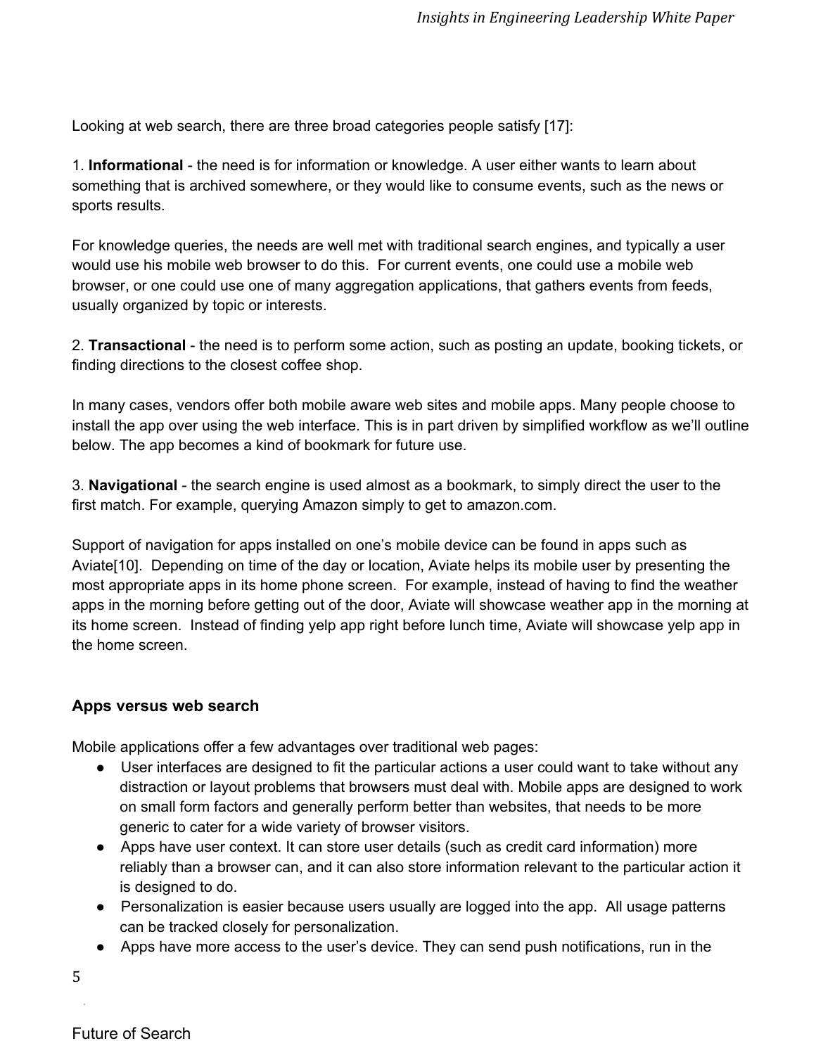Looking at web search, there are three broad categories people satisfy [17]:

1. **Informational** - the need is for information or knowledge. A user either wants to learn about something that is archived somewhere, or they would like to consume events, such as the news or sports results.

For knowledge queries, the needs are well met with traditional search engines, and typically a user would use his mobile web browser to do this. For current events, one could use a mobile web browser, or one could use one of many aggregation applications, that gathers events from feeds, usually organized by topic or interests.

2. **Transactional** - the need is to perform some action, such as posting an update, booking tickets, or finding directions to the closest coffee shop.

In many cases, vendors offer both mobile aware web sites and mobile apps. Many people choose to install the app over using the web interface. This is in part driven by simplified workflow as we'll outline below. The app becomes a kind of bookmark for future use.

3. **Navigational** - the search engine is used almost as a bookmark, to simply direct the user to the first match. For example, querying Amazon simply to get to amazon.com.

Support of navigation for apps installed on one's mobile device can be found in apps such as Aviate[10]. Depending on time of the day or location, Aviate helps its mobile user by presenting the most appropriate apps in its home phone screen. For example, instead of having to find the weather apps in the morning before getting out of the door, Aviate will showcase weather app in the morning at its home screen. Instead of finding yelp app right before lunch time, Aviate will showcase yelp app in the home screen.

### Apps versus web search

Mobile applications offer a few advantages over traditional web pages:

- User interfaces are designed to fit the particular actions a user could want to take without any distraction or layout problems that browsers must deal with. Mobile apps are designed to work on small form factors and generally perform better than websites, that needs to be more generic to cater for a wide variety of browser visitors.
- Apps have user context. It can store user details (such as credit card information) more reliably than a browser can, and it can also store information relevant to the particular action it is designed to do.
- Personalization is easier because users usually are logged into the app. All usage patterns can be tracked closely for personalization.
- Apps have more access to the user's device. They can send push notifications, run in the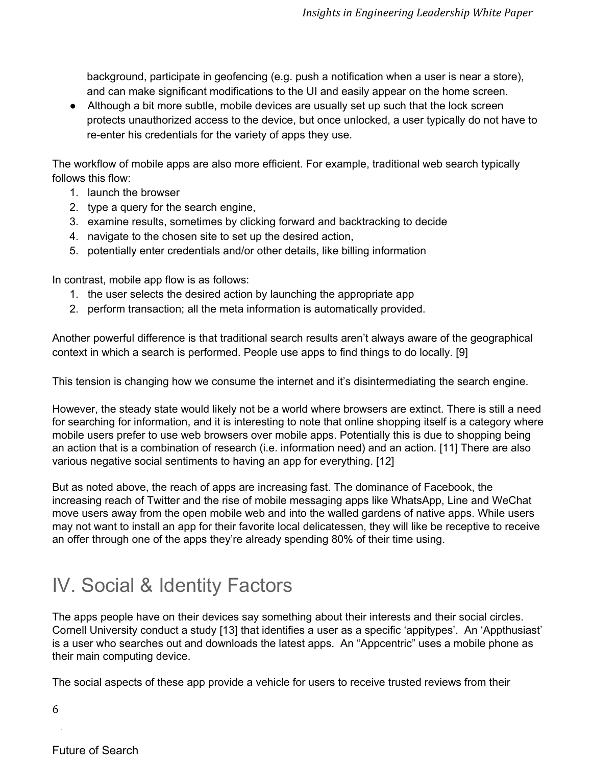background, participate in geofencing (e.g. push a notification when a user is near a store), and can make significant modifications to the UI and easily appear on the home screen.
- Although a bit more subtle, mobile devices are usually set up such that the lock screen protects unauthorized access to the device, but once unlocked, a user typically do not have to re-enter his credentials for the variety of apps they use.

The workflow of mobile apps are also more efficient. For example, traditional web search typically follows this flow:

1. launch the browser
2. type a query for the search engine,
3. examine results, sometimes by clicking forward and backtracking to decide
4. navigate to the chosen site to set up the desired action,
5. potentially enter credentials and/or other details, like billing information

In contrast, mobile app flow is as follows:

1. the user selects the desired action by launching the appropriate app
2. perform transaction; all the meta information is automatically provided.

Another powerful difference is that traditional search results aren't always aware of the geographical context in which a search is performed. People use apps to find things to do locally. [9]

This tension is changing how we consume the internet and it's disintermediating the search engine.

However, the steady state would likely not be a world where browsers are extinct. There is still a need for searching for information, and it is interesting to note that online shopping itself is a category where mobile users prefer to use web browsers over mobile apps. Potentially this is due to shopping being an action that is a combination of research (i.e. information need) and an action. [11] There are also various negative social sentiments to having an app for everything. [12]

But as noted above, the reach of apps are increasing fast. The dominance of Facebook, the increasing reach of Twitter and the rise of mobile messaging apps like WhatsApp, Line and WeChat move users away from the open mobile web and into the walled gardens of native apps. While users may not want to install an app for their favorite local delicatessen, they will like be receptive to receive an offer through one of the apps they're already spending 80% of their time using.

# IV. Social & Identity Factors

The apps people have on their devices say something about their interests and their social circles. Cornell University conduct a study [13] that identifies a user as a specific 'appitypes'. An 'Appthusiast' is a user who searches out and downloads the latest apps. An "Appcentric" uses a mobile phone as their main computing device.

The social aspects of these app provide a vehicle for users to receive trusted reviews from their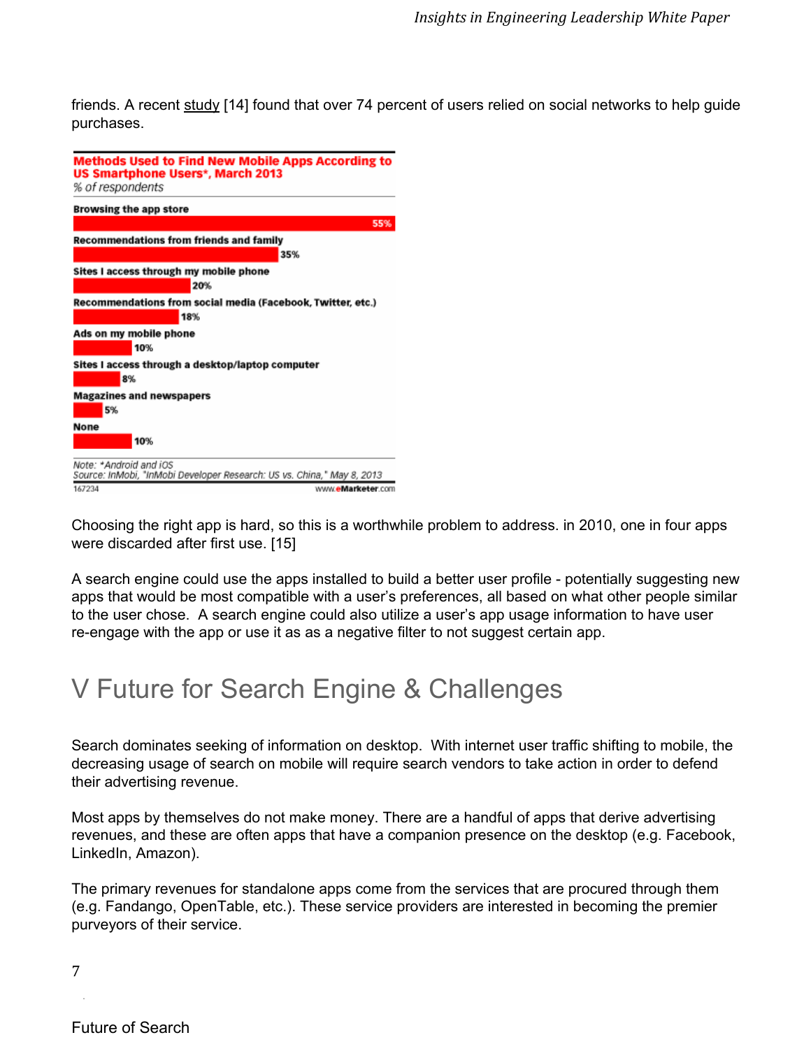friends. A recent study [14] found that over 74 percent of users relied on social networks to help guide purchases.

**Methods Used to Find New Mobile Apps According to US Smartphone Users*, March 2013**
*% of respondents*

| Method | % |
| --- | --- |
| Browsing the app store | 55% |
| Recommendations from friends and family | 35% |
| Sites I access through my mobile phone | 20% |
| Recommendations from social media (Facebook, Twitter, etc.) | 18% |
| Ads on my mobile phone | 10% |
| Sites I access through a desktop/laptop computer | 8% |
| Magazines and newspapers | 5% |
| None | 10% |

Note: *Android and iOS
Source: InMobi, "InMobi Developer Research: US vs. China," May 8, 2013
167234 www.eMarketer.com

Choosing the right app is hard, so this is a worthwhile problem to address. in 2010, one in four apps were discarded after first use. [15]

A search engine could use the apps installed to build a better user profile - potentially suggesting new apps that would be most compatible with a user's preferences, all based on what other people similar to the user chose. A search engine could also utilize a user's app usage information to have user re-engage with the app or use it as as a negative filter to not suggest certain app.

# V Future for Search Engine & Challenges

Search dominates seeking of information on desktop. With internet user traffic shifting to mobile, the decreasing usage of search on mobile will require search vendors to take action in order to defend their advertising revenue.

Most apps by themselves do not make money. There are a handful of apps that derive advertising revenues, and these are often apps that have a companion presence on the desktop (e.g. Facebook, LinkedIn, Amazon).

The primary revenues for standalone apps come from the services that are procured through them (e.g. Fandango, OpenTable, etc.). These service providers are interested in becoming the premier purveyors of their service.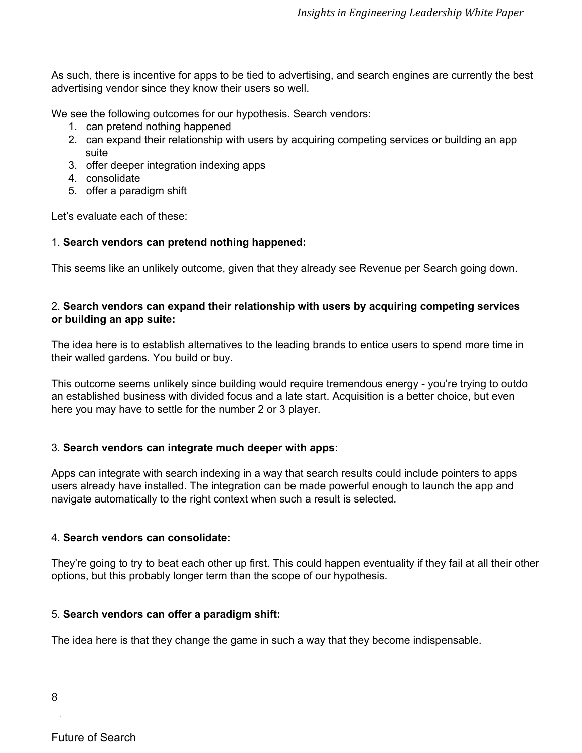As such, there is incentive for apps to be tied to advertising, and search engines are currently the best advertising vendor since they know their users so well.

We see the following outcomes for our hypothesis. Search vendors:

1. can pretend nothing happened
2. can expand their relationship with users by acquiring competing services or building an app suite
3. offer deeper integration indexing apps
4. consolidate
5. offer a paradigm shift

Let's evaluate each of these:

1. **Search vendors can pretend nothing happened:**

This seems like an unlikely outcome, given that they already see Revenue per Search going down.

2. **Search vendors can expand their relationship with users by acquiring competing services or building an app suite:**

The idea here is to establish alternatives to the leading brands to entice users to spend more time in their walled gardens. You build or buy.

This outcome seems unlikely since building would require tremendous energy - you're trying to outdo an established business with divided focus and a late start. Acquisition is a better choice, but even here you may have to settle for the number 2 or 3 player.

3. **Search vendors can integrate much deeper with apps:**

Apps can integrate with search indexing in a way that search results could include pointers to apps users already have installed. The integration can be made powerful enough to launch the app and navigate automatically to the right context when such a result is selected.

4. **Search vendors can consolidate:**

They're going to try to beat each other up first. This could happen eventuality if they fail at all their other options, but this probably longer term than the scope of our hypothesis.

5. **Search vendors can offer a paradigm shift:**

The idea here is that they change the game in such a way that they become indispensable.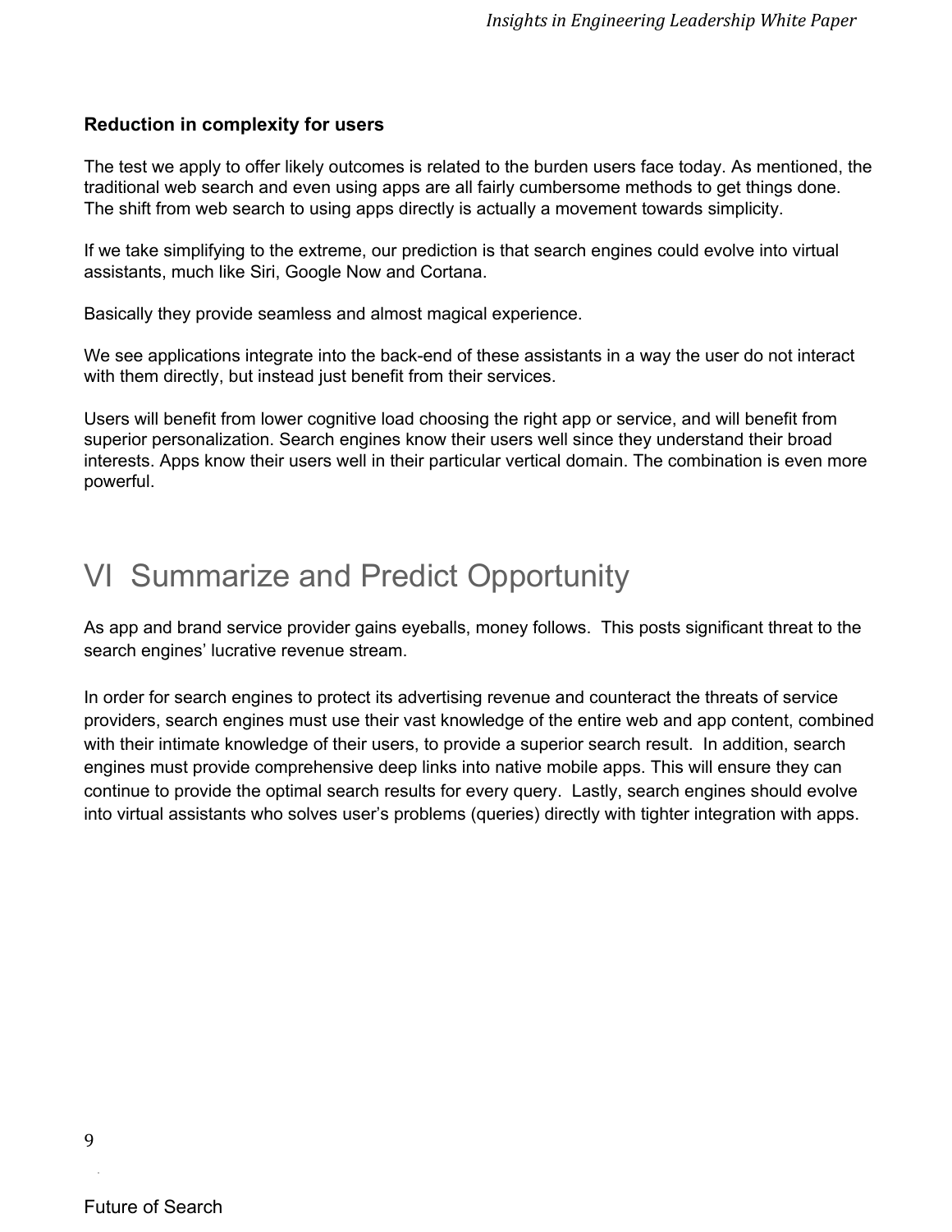**Reduction in complexity for users**

The test we apply to offer likely outcomes is related to the burden users face today. As mentioned, the traditional web search and even using apps are all fairly cumbersome methods to get things done. The shift from web search to using apps directly is actually a movement towards simplicity.

If we take simplifying to the extreme, our prediction is that search engines could evolve into virtual assistants, much like Siri, Google Now and Cortana.

Basically they provide seamless and almost magical experience.

We see applications integrate into the back-end of these assistants in a way the user do not interact with them directly, but instead just benefit from their services.

Users will benefit from lower cognitive load choosing the right app or service, and will benefit from superior personalization. Search engines know their users well since they understand their broad interests. Apps know their users well in their particular vertical domain. The combination is even more powerful.

# VI Summarize and Predict Opportunity

As app and brand service provider gains eyeballs, money follows. This posts significant threat to the search engines' lucrative revenue stream.

In order for search engines to protect its advertising revenue and counteract the threats of service providers, search engines must use their vast knowledge of the entire web and app content, combined with their intimate knowledge of their users, to provide a superior search result. In addition, search engines must provide comprehensive deep links into native mobile apps. This will ensure they can continue to provide the optimal search results for every query. Lastly, search engines should evolve into virtual assistants who solves user's problems (queries) directly with tighter integration with apps.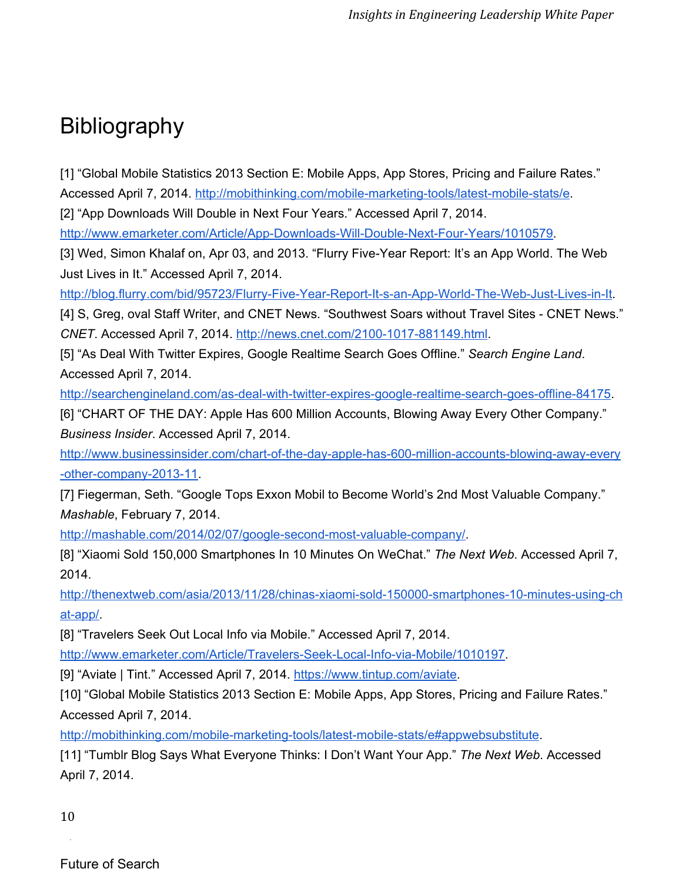# Bibliography

[1] "Global Mobile Statistics 2013 Section E: Mobile Apps, App Stores, Pricing and Failure Rates." Accessed April 7, 2014. http://mobithinking.com/mobile-marketing-tools/latest-mobile-stats/e.

[2] "App Downloads Will Double in Next Four Years." Accessed April 7, 2014. http://www.emarketer.com/Article/App-Downloads-Will-Double-Next-Four-Years/1010579.

[3] Wed, Simon Khalaf on, Apr 03, and 2013. "Flurry Five-Year Report: It's an App World. The Web Just Lives in It." Accessed April 7, 2014. http://blog.flurry.com/bid/95723/Flurry-Five-Year-Report-It-s-an-App-World-The-Web-Just-Lives-in-It.

[4] S, Greg, oval Staff Writer, and CNET News. "Southwest Soars without Travel Sites - CNET News." *CNET*. Accessed April 7, 2014. http://news.cnet.com/2100-1017-881149.html.

[5] "As Deal With Twitter Expires, Google Realtime Search Goes Offline." *Search Engine Land*. Accessed April 7, 2014. http://searchengineland.com/as-deal-with-twitter-expires-google-realtime-search-goes-offline-84175.

[6] "CHART OF THE DAY: Apple Has 600 Million Accounts, Blowing Away Every Other Company." *Business Insider*. Accessed April 7, 2014. http://www.businessinsider.com/chart-of-the-day-apple-has-600-million-accounts-blowing-away-every-other-company-2013-11.

[7] Fiegerman, Seth. "Google Tops Exxon Mobil to Become World's 2nd Most Valuable Company." *Mashable*, February 7, 2014. http://mashable.com/2014/02/07/google-second-most-valuable-company/.

[8] "Xiaomi Sold 150,000 Smartphones In 10 Minutes On WeChat." *The Next Web*. Accessed April 7, 2014. http://thenextweb.com/asia/2013/11/28/chinas-xiaomi-sold-150000-smartphones-10-minutes-using-chat-app/.

[8] "Travelers Seek Out Local Info via Mobile." Accessed April 7, 2014. http://www.emarketer.com/Article/Travelers-Seek-Local-Info-via-Mobile/1010197.

[9] "Aviate | Tint." Accessed April 7, 2014. https://www.tintup.com/aviate.

[10] "Global Mobile Statistics 2013 Section E: Mobile Apps, App Stores, Pricing and Failure Rates." Accessed April 7, 2014. http://mobithinking.com/mobile-marketing-tools/latest-mobile-stats/e#appwebsubstitute.

[11] "Tumblr Blog Says What Everyone Thinks: I Don't Want Your App." *The Next Web*. Accessed April 7, 2014.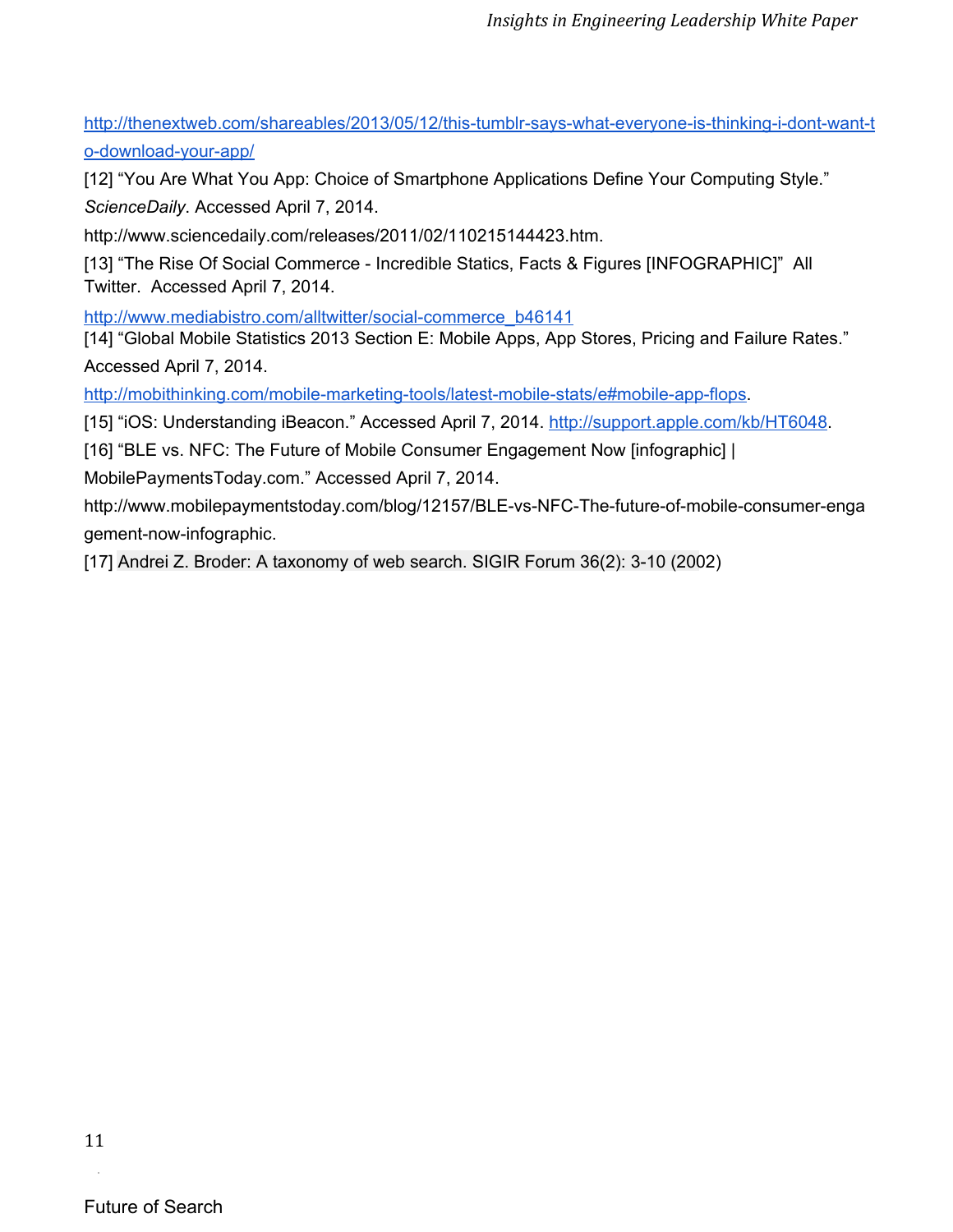http://thenextweb.com/shareables/2013/05/12/this-tumblr-says-what-everyone-is-thinking-i-dont-want-to-download-your-app/

[12] "You Are What You App: Choice of Smartphone Applications Define Your Computing Style." *ScienceDaily*. Accessed April 7, 2014. http://www.sciencedaily.com/releases/2011/02/110215144423.htm.

[13] "The Rise Of Social Commerce - Incredible Statics, Facts & Figures [INFOGRAPHIC]" All Twitter. Accessed April 7, 2014. http://www.mediabistro.com/alltwitter/social-commerce_b46141

[14] "Global Mobile Statistics 2013 Section E: Mobile Apps, App Stores, Pricing and Failure Rates." Accessed April 7, 2014. http://mobithinking.com/mobile-marketing-tools/latest-mobile-stats/e#mobile-app-flops.

[15] "iOS: Understanding iBeacon." Accessed April 7, 2014. http://support.apple.com/kb/HT6048.

[16] "BLE vs. NFC: The Future of Mobile Consumer Engagement Now [infographic] | MobilePaymentsToday.com." Accessed April 7, 2014. http://www.mobilepaymentstoday.com/blog/12157/BLE-vs-NFC-The-future-of-mobile-consumer-engagement-now-infographic.

[17] Andrei Z. Broder: A taxonomy of web search. SIGIR Forum 36(2): 3-10 (2002)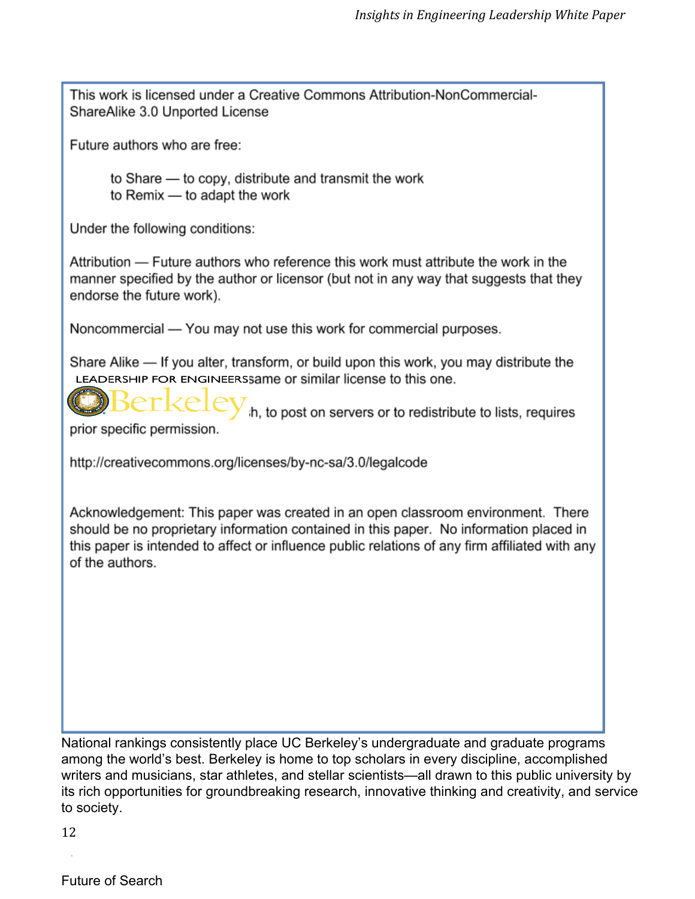This work is licensed under a Creative Commons Attribution-NonCommercial-ShareAlike 3.0 Unported License

Future authors who are free:

to Share — to copy, distribute and transmit the work
to Remix — to adapt the work

Under the following conditions:

Attribution — Future authors who reference this work must attribute the work in the manner specified by the author or licensor (but not in any way that suggests that they endorse the future work).

Noncommercial — You may not use this work for commercial purposes.

Share Alike — If you alter, transform, or build upon this work, you may distribute the

LEADERSHIP FOR ENGINEERS same or similar license to this one.

Berkeley h, to post on servers or to redistribute to lists, requires prior specific permission.

http://creativecommons.org/licenses/by-nc-sa/3.0/legalcode

Acknowledgement: This paper was created in an open classroom environment. There should be no proprietary information contained in this paper. No information placed in this paper is intended to affect or influence public relations of any firm affiliated with any of the authors.

National rankings consistently place UC Berkeley's undergraduate and graduate programs among the world's best. Berkeley is home to top scholars in every discipline, accomplished writers and musicians, star athletes, and stellar scientists—all drawn to this public university by its rich opportunities for groundbreaking research, innovative thinking and creativity, and service to society.